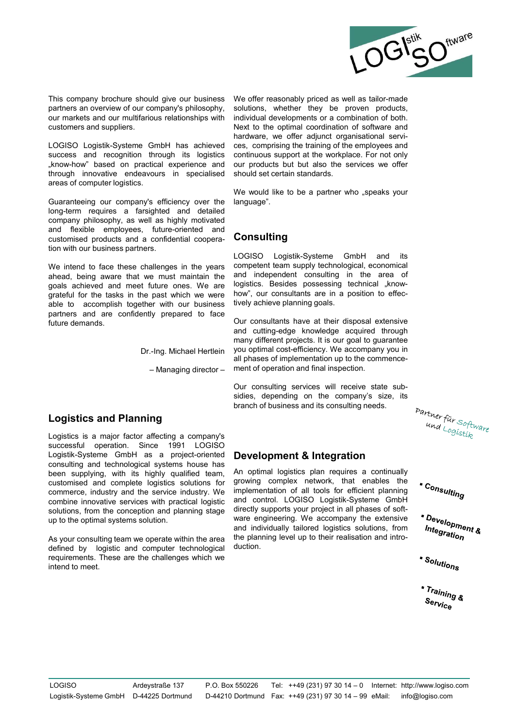This company brochure should give our business partners an overview of our company's philosophy, our markets and our multifarious relationships with customers and suppliers.

LOGISO Logistik-Systeme GmbH has achieved success and recognition through its logistics „know-how" based on practical experience and through innovative endeavours in specialised areas of computer logistics.

Guaranteeing our company's efficiency over the long-term requires a farsighted and detailed company philosophy, as well as highly motivated and flexible employees, future-oriented and customised products and a confidential cooperation with our business partners.

We intend to face these challenges in the years ahead, being aware that we must maintain the goals achieved and meet future ones. We are grateful for the tasks in the past which we were able to accomplish together with our business partners and are confidently prepared to face future demands.

Dr.-Ing. Michael Hertlein

– Managing director –

## Logistics and Planning

Logistics is a major factor affecting a company's successful operation. Since 1991 LOGISO Logistik-Systeme GmbH as a project-oriented consulting and technological systems house has been supplying, with its highly qualified team, customised and complete logistics solutions for commerce, industry and the service industry. We combine innovative services with practical logistic solutions, from the conception and planning stage up to the optimal systems solution.

As your consulting team we operate within the area defined by logistic and computer technological requirements. These are the challenges which we intend to meet.

We offer reasonably priced as well as tailor-made solutions, whether they be proven products, individual developments or a combination of both. Next to the optimal coordination of software and hardware, we offer adjunct organisational services, comprising the training of the employees and continuous support at the workplace. For not only our products but but also the services we offer should set certain standards.

We would like to be a partner who „speaks your language".

## Consulting

LOGISO Logistik-Systeme GmbH and its competent team supply technological, economical and independent consulting in the area of logistics. Besides possessing technical „know-how", our consultants are in a position to effectively achieve planning goals.

Our consultants have at their disposal extensive and cutting-edge knowledge acquired through many different projects. It is our goal to guarantee you optimal cost-efficiency. We accompany you in all phases of implementation up to the commencement of operation and final inspection.

Our consulting services will receive state subsidies, depending on the company's size, its branch of business and its consulting needs.

## Development & Integration

An optimal logistics plan requires a continually growing complex network, that enables the implementation of all tools for efficient planning and control. LOGISO Logistik-Systeme GmbH directly supports your project in all phases of software engineering. We accompany the extensive and individually tailored logistics solutions, from the planning level up to their realisation and introduction.

Partner für Software und Logistik

- Consulting
- Development & Integration
- Solutions
- Training & Service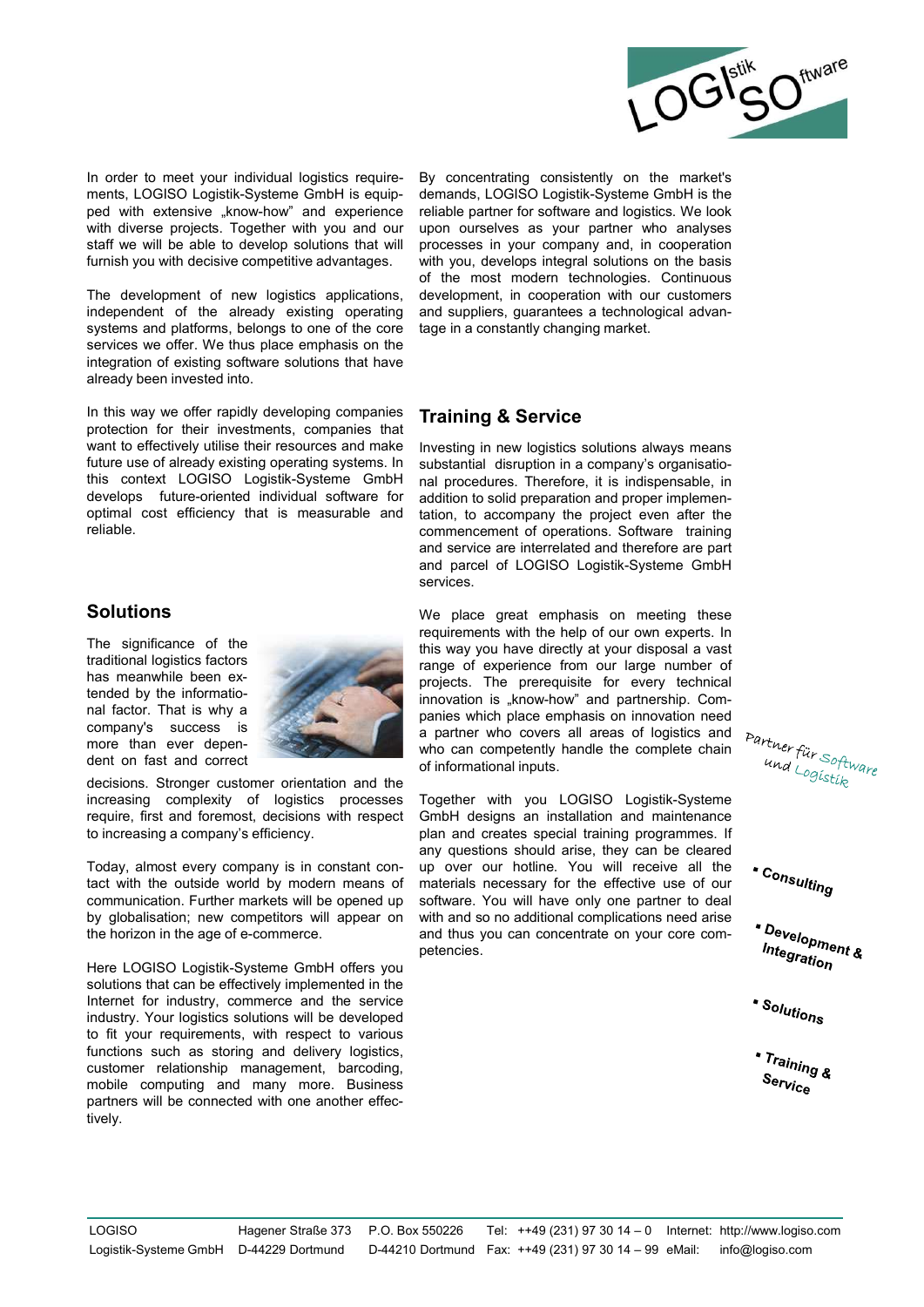In order to meet your individual logistics requirements, LOGISO Logistik-Systeme GmbH is equipped with extensive „know-how" and experience with diverse projects. Together with you and our staff we will be able to develop solutions that will furnish you with decisive competitive advantages.

The development of new logistics applications, independent of the already existing operating systems and platforms, belongs to one of the core services we offer. We thus place emphasis on the integration of existing software solutions that have already been invested into.

In this way we offer rapidly developing companies protection for their investments, companies that want to effectively utilise their resources and make future use of already existing operating systems. In this context LOGISO Logistik-Systeme GmbH develops future-oriented individual software for optimal cost efficiency that is measurable and reliable.

## Solutions

The significance of the traditional logistics factors has meanwhile been extended by the informational factor. That is why a company's success is more than ever dependent on fast and correct decisions. Stronger customer orientation and the increasing complexity of logistics processes require, first and foremost, decisions with respect to increasing a company's efficiency.

Today, almost every company is in constant contact with the outside world by modern means of communication. Further markets will be opened up by globalisation; new competitors will appear on the horizon in the age of e-commerce.

Here LOGISO Logistik-Systeme GmbH offers you solutions that can be effectively implemented in the Internet for industry, commerce and the service industry. Your logistics solutions will be developed to fit your requirements, with respect to various functions such as storing and delivery logistics, customer relationship management, barcoding, mobile computing and many more. Business partners will be connected with one another effectively.

By concentrating consistently on the market's demands, LOGISO Logistik-Systeme GmbH is the reliable partner for software and logistics. We look upon ourselves as your partner who analyses processes in your company and, in cooperation with you, develops integral solutions on the basis of the most modern technologies. Continuous development, in cooperation with our customers and suppliers, guarantees a technological advantage in a constantly changing market.

## Training & Service

Investing in new logistics solutions always means substantial disruption in a company's organisational procedures. Therefore, it is indispensable, in addition to solid preparation and proper implementation, to accompany the project even after the commencement of operations. Software training and service are interrelated and therefore are part and parcel of LOGISO Logistik-Systeme GmbH services.

We place great emphasis on meeting these requirements with the help of our own experts. In this way you have directly at your disposal a vast range of experience from our large number of projects. The prerequisite for every technical innovation is „know-how" and partnership. Companies which place emphasis on innovation need a partner who covers all areas of logistics and who can competently handle the complete chain of informational inputs.

Together with you LOGISO Logistik-Systeme GmbH designs an installation and maintenance plan and creates special training programmes. If any questions should arise, they can be cleared up over our hotline. You will receive all the materials necessary for the effective use of our software. You will have only one partner to deal with and so no additional complications need arise and thus you can concentrate on your core competencies.

Partner für Software und Logistik

- Consulting
- Development & Integration
- Solutions
- Training & Service

LOGISO Logistik-Systeme GmbH | Hagener Straße 373, D-44229 Dortmund | P.O. Box 550226, D-44210 Dortmund | Tel: ++49 (231) 97 30 14 – 0, Fax: ++49 (231) 97 30 14 – 99 | Internet: http://www.logiso.com, eMail: info@logiso.com